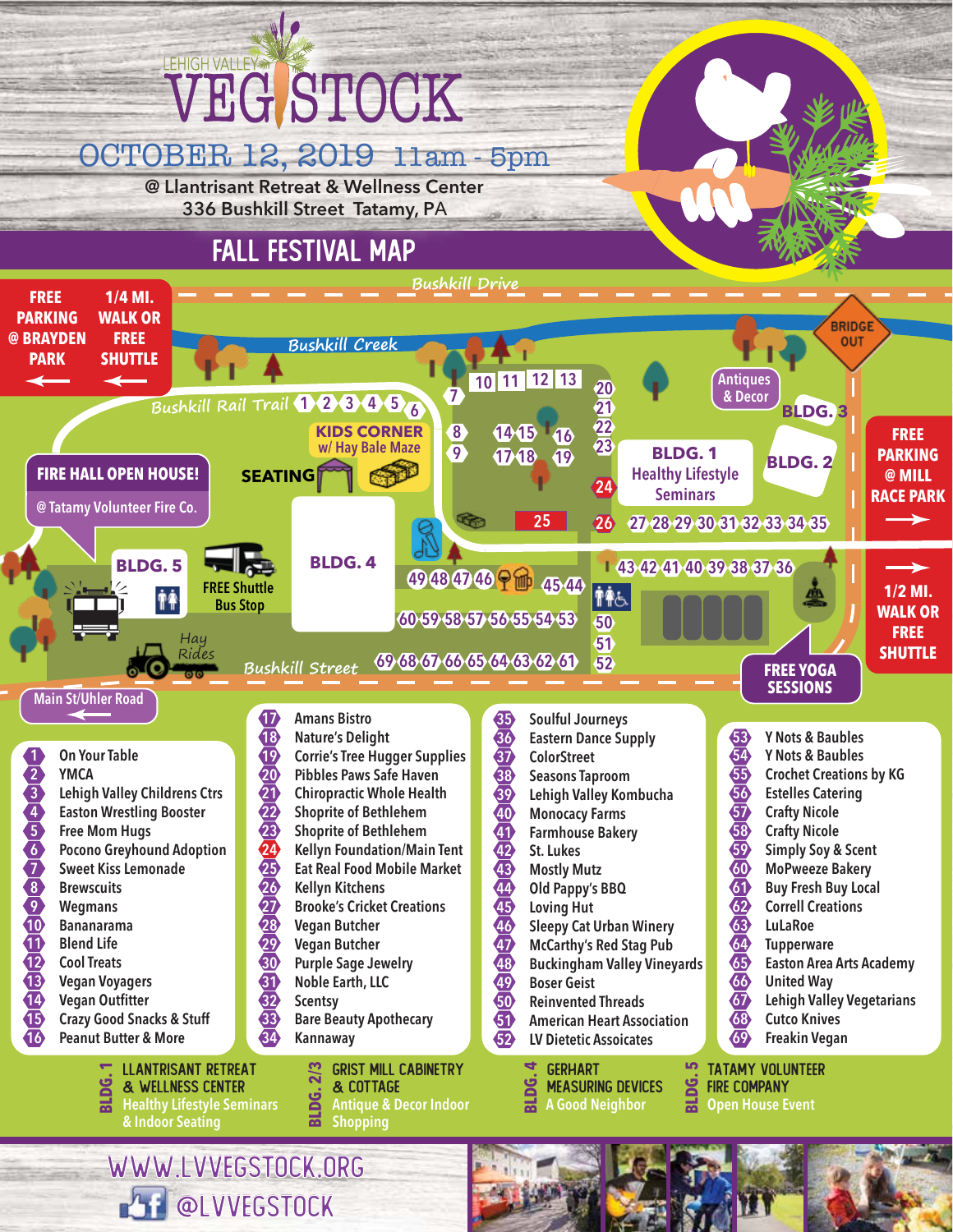# LEHIGH VALLEY VEGSTOCK

## OCTOBER 12, 2019 11am - 5pm

@ Llantrisant Retreat & Wellness Center
336 Bushkill Street Tatamy, PA

## FALL FESTIVAL MAP

Bushkill Drive

Bushkill Creek

BRIDGE OUT

FREE PARKING @ BRAYDEN PARK

1/4 MI. WALK OR FREE SHUTTLE

Bushkill Rail Trail

KIDS CORNER w/ Hay Bale Maze

SEATING

FIRE HALL OPEN HOUSE! @ Tatamy Volunteer Fire Co.

Antiques & Decor

BLDG. 1 Healthy Lifestyle Seminars

BLDG. 2

BLDG. 3

BLDG. 4

BLDG. 5

FREE Shuttle Bus Stop

Hay Rides

Bushkill Street

FREE PARKING @ MILL RACE PARK

1/2 MI. WALK OR FREE SHUTTLE

FREE YOGA SESSIONS

Main St/Uhler Road

1. On Your Table
2. YMCA
3. Lehigh Valley Childrens Ctrs
4. Easton Wrestling Booster
5. Free Mom Hugs
6. Pocono Greyhound Adoption
7. Sweet Kiss Lemonade
8. Brewscuits
9. Wegmans
10. Bananarama
11. Blend Life
12. Cool Treats
13. Vegan Voyagers
14. Vegan Outfitter
15. Crazy Good Snacks & Stuff
16. Peanut Butter & More
17. Amans Bistro
18. Nature's Delight
19. Corrie's Tree Hugger Supplies
20. Pibbles Paws Safe Haven
21. Chiropractic Whole Health
22. Shoprite of Bethlehem
23. Shoprite of Bethlehem
24. Kellyn Foundation/Main Tent
25. Eat Real Food Mobile Market
26. Kellyn Kitchens
27. Brooke's Cricket Creations
28. Vegan Butcher
29. Vegan Butcher
30. Purple Sage Jewelry
31. Noble Earth, LLC
32. Scentsy
33. Bare Beauty Apothecary
34. Kannaway
35. Soulful Journeys
36. Eastern Dance Supply
37. ColorStreet
38. Seasons Taproom
39. Lehigh Valley Kombucha
40. Monocacy Farms
41. Farmhouse Bakery
42. St. Lukes
43. Mostly Mutz
44. Old Pappy's BBQ
45. Loving Hut
46. Sleepy Cat Urban Winery
47. McCarthy's Red Stag Pub
48. Buckingham Valley Vineyards
49. Boser Geist
50. Reinvented Threads
51. American Heart Association
52. LV Dietetic Assocaites
53. Y Nots & Baubles
54. Y Nots & Baubles
55. Crochet Creations by KG
56. Estelles Catering
57. Crafty Nicole
58. Crafty Nicole
59. Simply Soy & Scent
60. MoPweeze Bakery
61. Buy Fresh Buy Local
62. Correll Creations
63. LuLaRoe
64. Tupperware
65. Easton Area Arts Academy
66. United Way
67. Lehigh Valley Vegetarians
68. Cutco Knives
69. Freakin Vegan

**BLDG. 1** — LLANTRISANT RETREAT & WELLNESS CENTER — Healthy Lifestyle Seminars & Indoor Seating

**BLDG. 2/3** — GRIST MILL CABINETRY & COTTAGE — Antique & Decor Indoor Shopping

**BLDG. 4** — GERHART MEASURING DEVICES — A Good Neighbor

**BLDG. 5** — TATAMY VOLUNTEER FIRE COMPANY — Open House Event

WWW.LVVEGSTOCK.ORG

@LVVEGSTOCK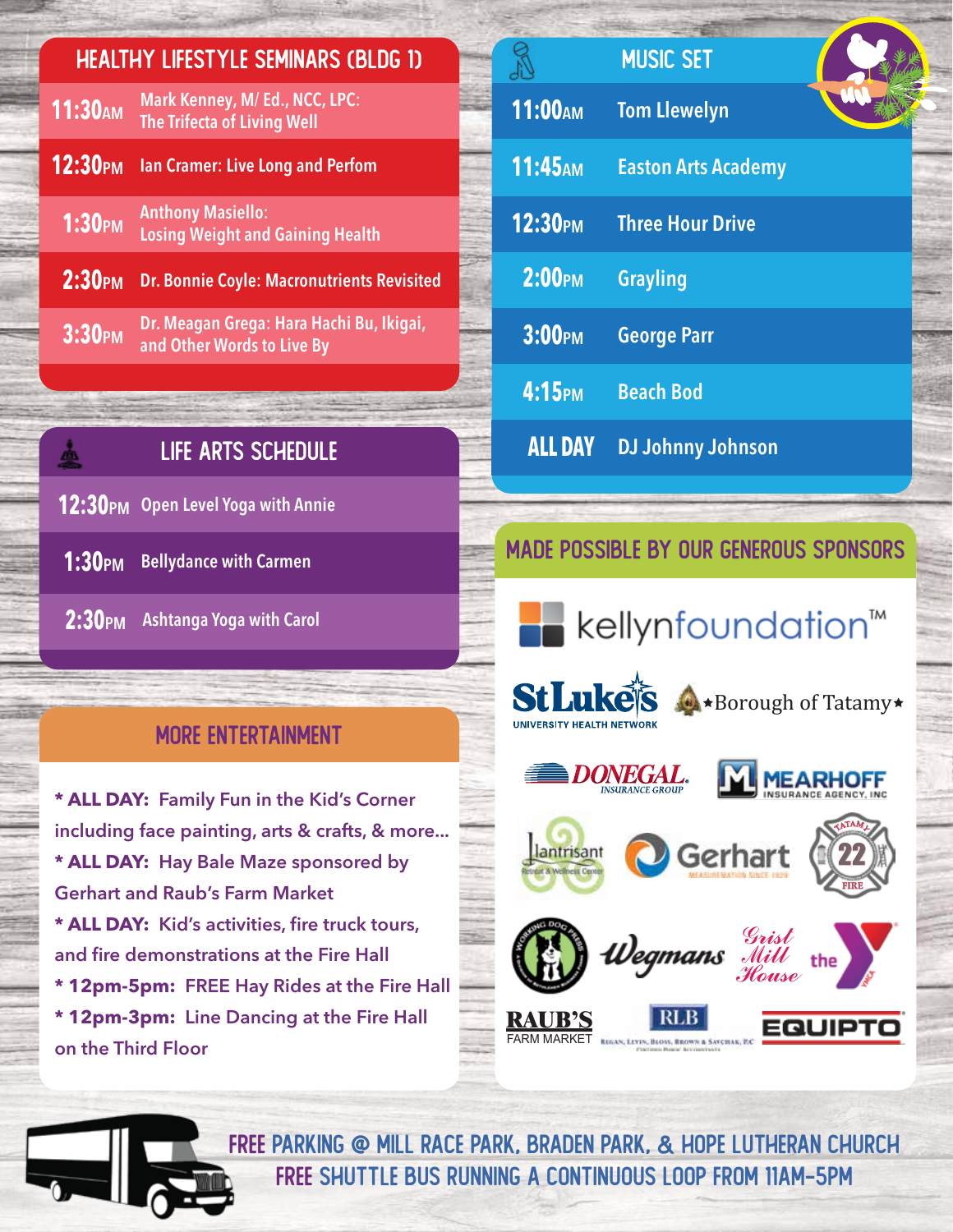## HEALTHY LIFESTYLE SEMINARS (BLDG 1)

| | |
|---|---|
| 11:30AM | Mark Kenney, M/ Ed., NCC, LPC: The Trifecta of Living Well |
| 12:30PM | Ian Cramer: Live Long and Perfom |
| 1:30PM | Anthony Masiello: Losing Weight and Gaining Health |
| 2:30PM | Dr. Bonnie Coyle: Macronutrients Revisited |
| 3:30PM | Dr. Meagan Grega: Hara Hachi Bu, Ikigai, and Other Words to Live By |

## LIFE ARTS SCHEDULE

| | |
|---|---|
| 12:30PM | Open Level Yoga with Annie |
| 1:30PM | Bellydance with Carmen |
| 2:30PM | Ashtanga Yoga with Carol |

## MORE ENTERTAINMENT

* **ALL DAY:** Family Fun in the Kid's Corner including face painting, arts & crafts, & more...
* **ALL DAY:** Hay Bale Maze sponsored by Gerhart and Raub's Farm Market
* **ALL DAY:** Kid's activities, fire truck tours, and fire demonstrations at the Fire Hall
* **12pm-5pm:** FREE Hay Rides at the Fire Hall
* **12pm-3pm:** Line Dancing at the Fire Hall on the Third Floor

## MUSIC SET

| | |
|---|---|
| 11:00AM | Tom Llewelyn |
| 11:45AM | Easton Arts Academy |
| 12:30PM | Three Hour Drive |
| 2:00PM | Grayling |
| 3:00PM | George Parr |
| 4:15PM | Beach Bod |
| ALL DAY | DJ Johnny Johnson |

## MADE POSSIBLE BY OUR GENEROUS SPONSORS

kellynfoundation™

St Luke's University Health Network

Borough of Tatamy

Donegal Insurance Group

Mearhoff Insurance Agency, Inc

Llantrisant Retreat & Wellness Center

Gerhart

Tatamy Fire 22

Working Dog Press

Wegmans

Grist Mill House

the Y

Raub's Farm Market

RLB Regan, Levin, Bloss, Brown & Savchak, P.C.

EQUIPTO

FREE PARKING @ MILL RACE PARK, BRADEN PARK, & HOPE LUTHERAN CHURCH
FREE SHUTTLE BUS RUNNING A CONTINUOUS LOOP FROM 11AM-5PM